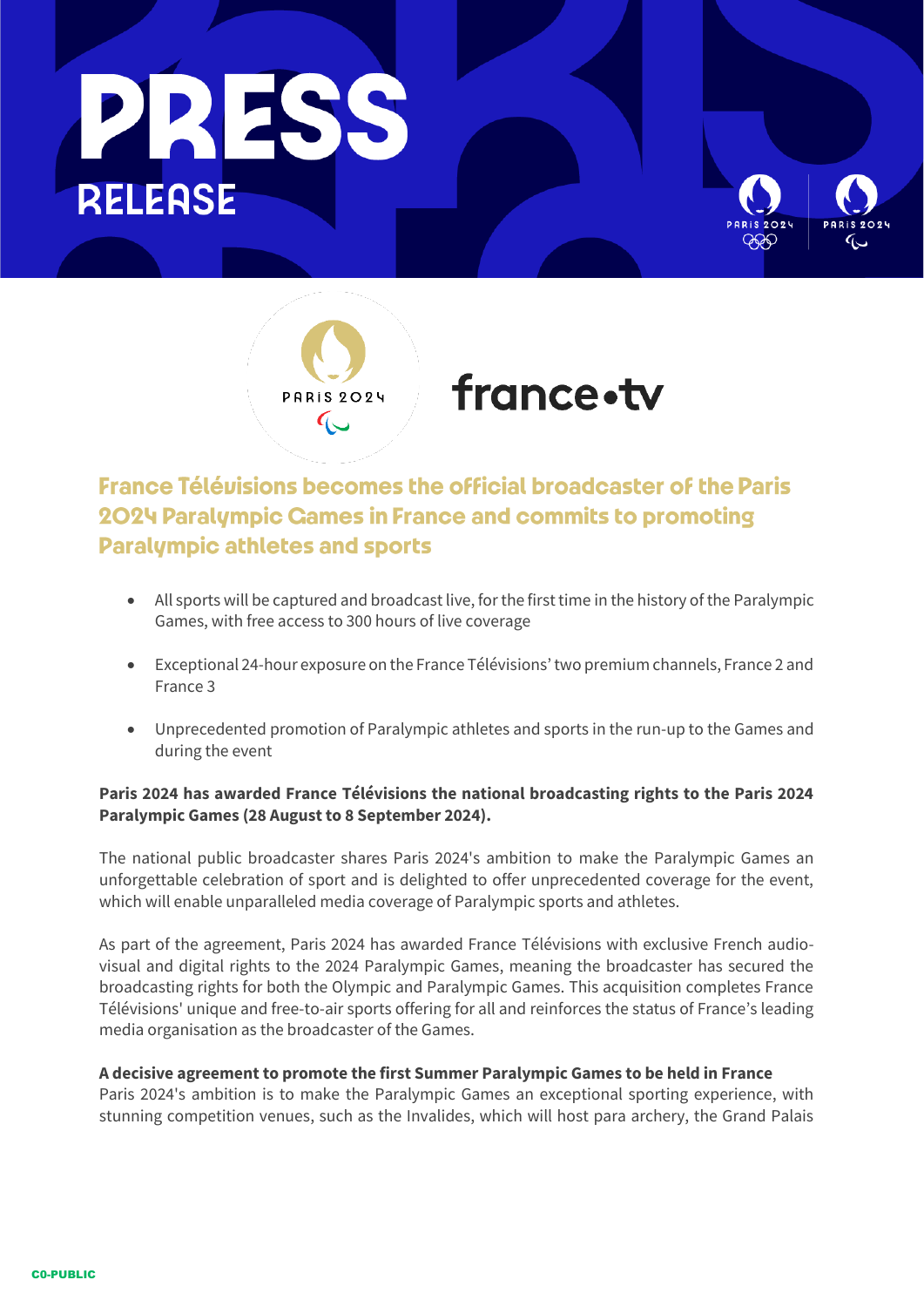# PRESS RELEASE

## France Télévisions becomes the official broadcaster of the Paris 2024 Paralympic Games in France and commits to promoting Paralympic athletes and sports

- All sports will be captured and broadcast live, for the first time in the history of the Paralympic Games, with free access to 300 hours of live coverage
- Exceptional 24-hour exposure on the France Télévisions' two premium channels, France 2 and France 3
- Unprecedented promotion of Paralympic athletes and sports in the run-up to the Games and during the event

**Paris 2024 has awarded France Télévisions the national broadcasting rights to the Paris 2024 Paralympic Games (28 August to 8 September 2024).**

The national public broadcaster shares Paris 2024's ambition to make the Paralympic Games an unforgettable celebration of sport and is delighted to offer unprecedented coverage for the event, which will enable unparalleled media coverage of Paralympic sports and athletes.

As part of the agreement, Paris 2024 has awarded France Télévisions with exclusive French audio-visual and digital rights to the 2024 Paralympic Games, meaning the broadcaster has secured the broadcasting rights for both the Olympic and Paralympic Games. This acquisition completes France Télévisions' unique and free-to-air sports offering for all and reinforces the status of France's leading media organisation as the broadcaster of the Games.

**A decisive agreement to promote the first Summer Paralympic Games to be held in France**

Paris 2024's ambition is to make the Paralympic Games an exceptional sporting experience, with stunning competition venues, such as the Invalides, which will host para archery, the Grand Palais

C0-PUBLIC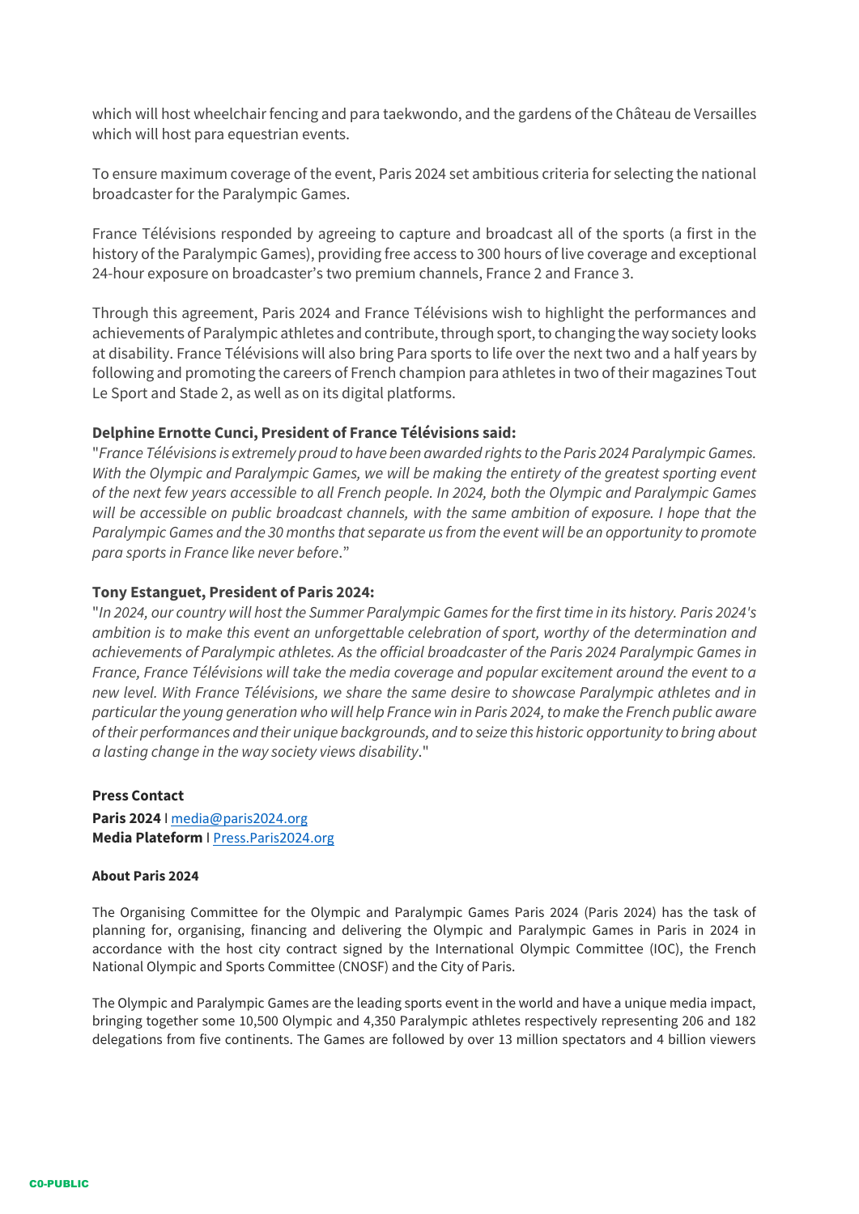which will host wheelchair fencing and para taekwondo, and the gardens of the Château de Versailles which will host para equestrian events.

To ensure maximum coverage of the event, Paris 2024 set ambitious criteria for selecting the national broadcaster for the Paralympic Games.

France Télévisions responded by agreeing to capture and broadcast all of the sports (a first in the history of the Paralympic Games), providing free access to 300 hours of live coverage and exceptional 24-hour exposure on broadcaster's two premium channels, France 2 and France 3.

Through this agreement, Paris 2024 and France Télévisions wish to highlight the performances and achievements of Paralympic athletes and contribute, through sport, to changing the way society looks at disability. France Télévisions will also bring Para sports to life over the next two and a half years by following and promoting the careers of French champion para athletes in two of their magazines Tout Le Sport and Stade 2, as well as on its digital platforms.

**Delphine Ernotte Cunci, President of France Télévisions said:**
"*France Télévisions is extremely proud to have been awarded rights to the Paris 2024 Paralympic Games. With the Olympic and Paralympic Games, we will be making the entirety of the greatest sporting event of the next few years accessible to all French people. In 2024, both the Olympic and Paralympic Games will be accessible on public broadcast channels, with the same ambition of exposure. I hope that the Paralympic Games and the 30 months that separate us from the event will be an opportunity to promote para sports in France like never before*."

**Tony Estanguet, President of Paris 2024:**
"*In 2024, our country will host the Summer Paralympic Games for the first time in its history. Paris 2024's ambition is to make this event an unforgettable celebration of sport, worthy of the determination and achievements of Paralympic athletes. As the official broadcaster of the Paris 2024 Paralympic Games in France, France Télévisions will take the media coverage and popular excitement around the event to a new level. With France Télévisions, we share the same desire to showcase Paralympic athletes and in particular the young generation who will help France win in Paris 2024, to make the French public aware of their performances and their unique backgrounds, and to seize this historic opportunity to bring about a lasting change in the way society views disability*."

**Press Contact**
**Paris 2024** I media@paris2024.org
**Media Plateform** I Press.Paris2024.org

**About Paris 2024**

The Organising Committee for the Olympic and Paralympic Games Paris 2024 (Paris 2024) has the task of planning for, organising, financing and delivering the Olympic and Paralympic Games in Paris in 2024 in accordance with the host city contract signed by the International Olympic Committee (IOC), the French National Olympic and Sports Committee (CNOSF) and the City of Paris.

The Olympic and Paralympic Games are the leading sports event in the world and have a unique media impact, bringing together some 10,500 Olympic and 4,350 Paralympic athletes respectively representing 206 and 182 delegations from five continents. The Games are followed by over 13 million spectators and 4 billion viewers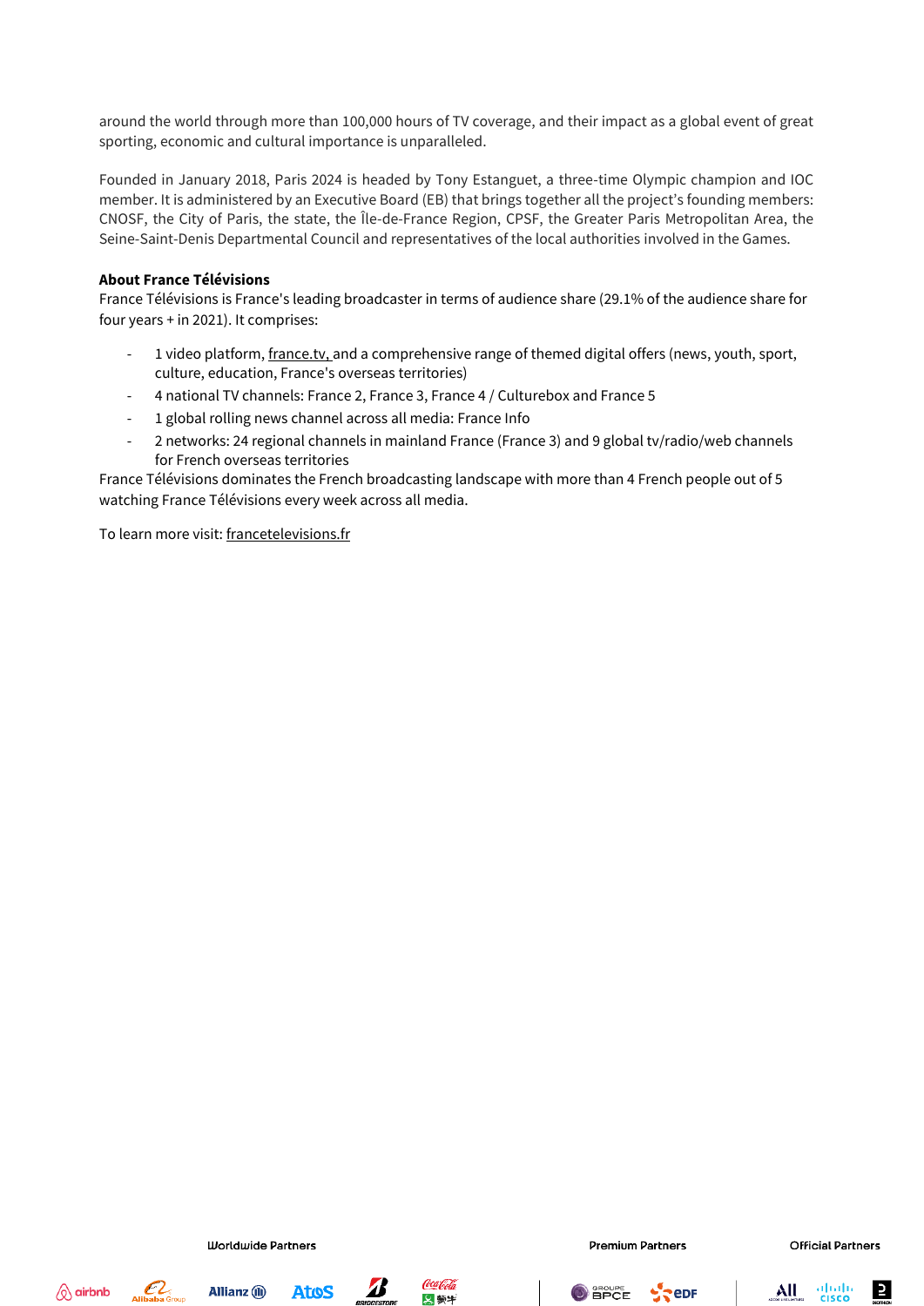around the world through more than 100,000 hours of TV coverage, and their impact as a global event of great sporting, economic and cultural importance is unparalleled.

Founded in January 2018, Paris 2024 is headed by Tony Estanguet, a three-time Olympic champion and IOC member. It is administered by an Executive Board (EB) that brings together all the project's founding members: CNOSF, the City of Paris, the state, the Île-de-France Region, CPSF, the Greater Paris Metropolitan Area, the Seine-Saint-Denis Departmental Council and representatives of the local authorities involved in the Games.

**About France Télévisions**

France Télévisions is France's leading broadcaster in terms of audience share (29.1% of the audience share for four years + in 2021). It comprises:

- 1 video platform, france.tv, and a comprehensive range of themed digital offers (news, youth, sport, culture, education, France's overseas territories)
- 4 national TV channels: France 2, France 3, France 4 / Culturebox and France 5
- 1 global rolling news channel across all media: France Info
- 2 networks: 24 regional channels in mainland France (France 3) and 9 global tv/radio/web channels for French overseas territories

France Télévisions dominates the French broadcasting landscape with more than 4 French people out of 5 watching France Télévisions every week across all media.

To learn more visit: francetelevisions.fr

Worldwide Partners

Premium Partners

Official Partners